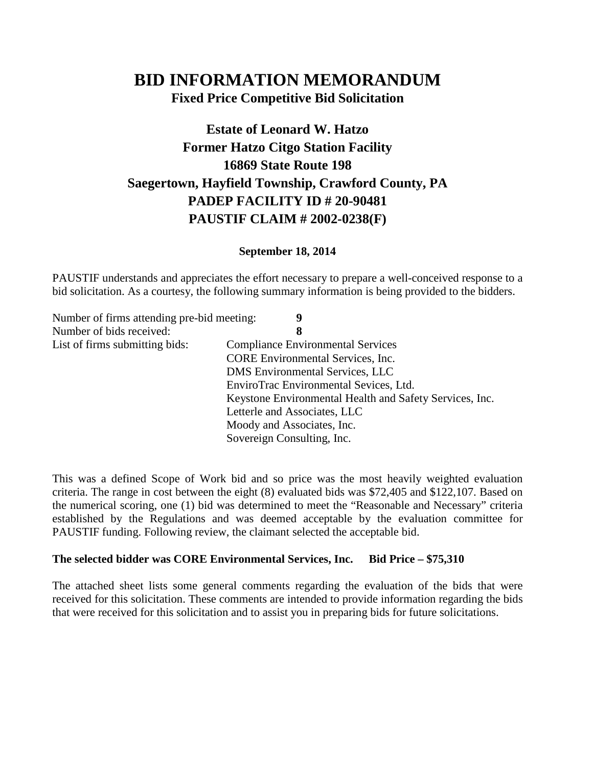# BID INFORMATION MEMORANDUM

**Fixed Price Competitive Bid Solicitation**

## Estate of Leonard W. Hatzo
## Former Hatzo Citgo Station Facility
## 16869 State Route 198
## Saegertown, Hayfield Township, Crawford County, PA
## PADEP FACILITY ID # 20-90481
## PAUSTIF CLAIM # 2002-0238(F)

**September 18, 2014**

PAUSTIF understands and appreciates the effort necessary to prepare a well-conceived response to a bid solicitation. As a courtesy, the following summary information is being provided to the bidders.

Number of firms attending pre-bid meeting: **9**

Number of bids received: **8**

List of firms submitting bids:

- Compliance Environmental Services
- CORE Environmental Services, Inc.
- DMS Environmental Services, LLC
- EnviroTrac Environmental Sevices, Ltd.
- Keystone Environmental Health and Safety Services, Inc.
- Letterle and Associates, LLC
- Moody and Associates, Inc.
- Sovereign Consulting, Inc.

This was a defined Scope of Work bid and so price was the most heavily weighted evaluation criteria. The range in cost between the eight (8) evaluated bids was $72,405 and $122,107. Based on the numerical scoring, one (1) bid was determined to meet the "Reasonable and Necessary" criteria established by the Regulations and was deemed acceptable by the evaluation committee for PAUSTIF funding. Following review, the claimant selected the acceptable bid.

**The selected bidder was CORE Environmental Services, Inc. Bid Price – $75,310**

The attached sheet lists some general comments regarding the evaluation of the bids that were received for this solicitation. These comments are intended to provide information regarding the bids that were received for this solicitation and to assist you in preparing bids for future solicitations.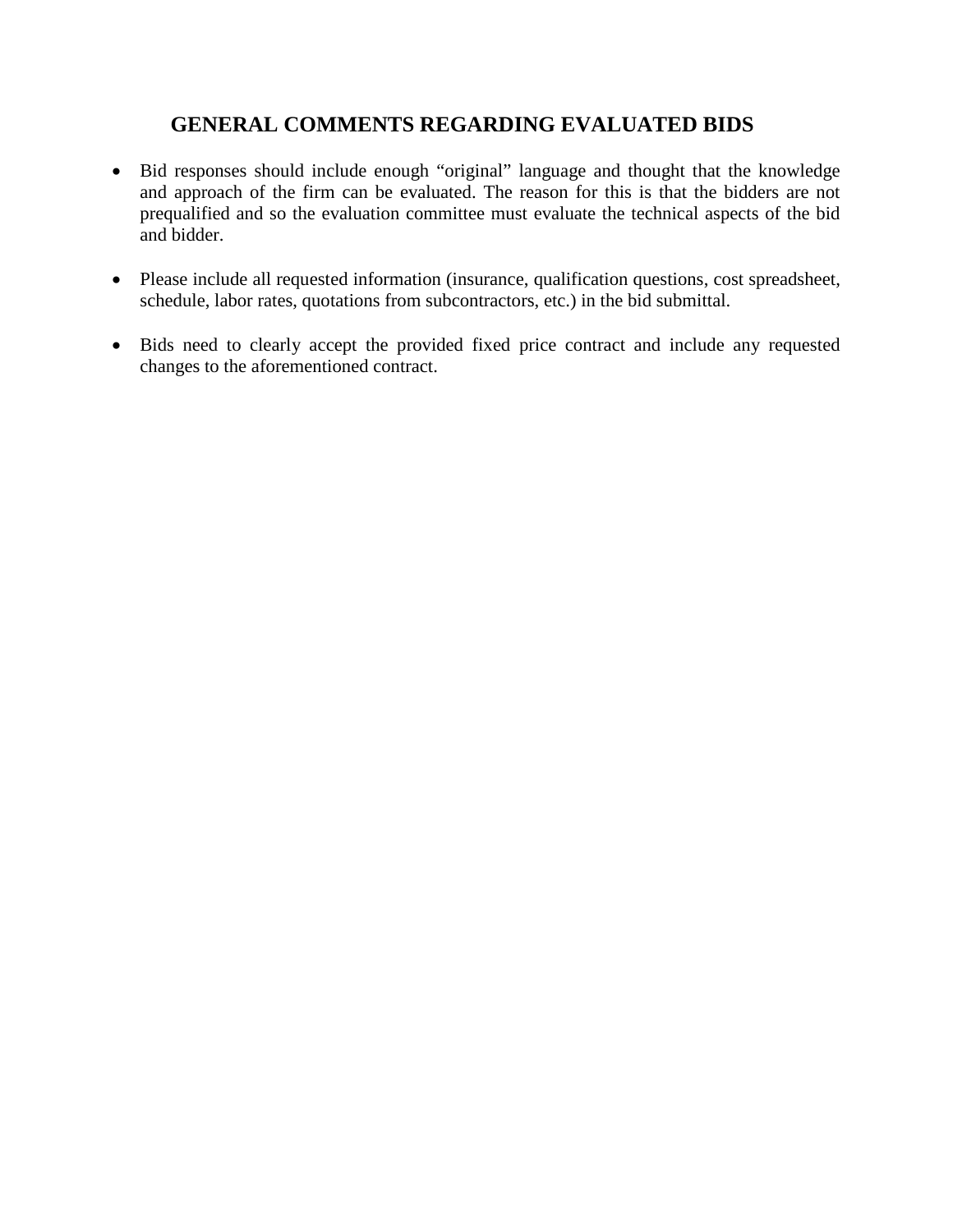# GENERAL COMMENTS REGARDING EVALUATED BIDS

- Bid responses should include enough "original" language and thought that the knowledge and approach of the firm can be evaluated. The reason for this is that the bidders are not prequalified and so the evaluation committee must evaluate the technical aspects of the bid and bidder.

- Please include all requested information (insurance, qualification questions, cost spreadsheet, schedule, labor rates, quotations from subcontractors, etc.) in the bid submittal.

- Bids need to clearly accept the provided fixed price contract and include any requested changes to the aforementioned contract.